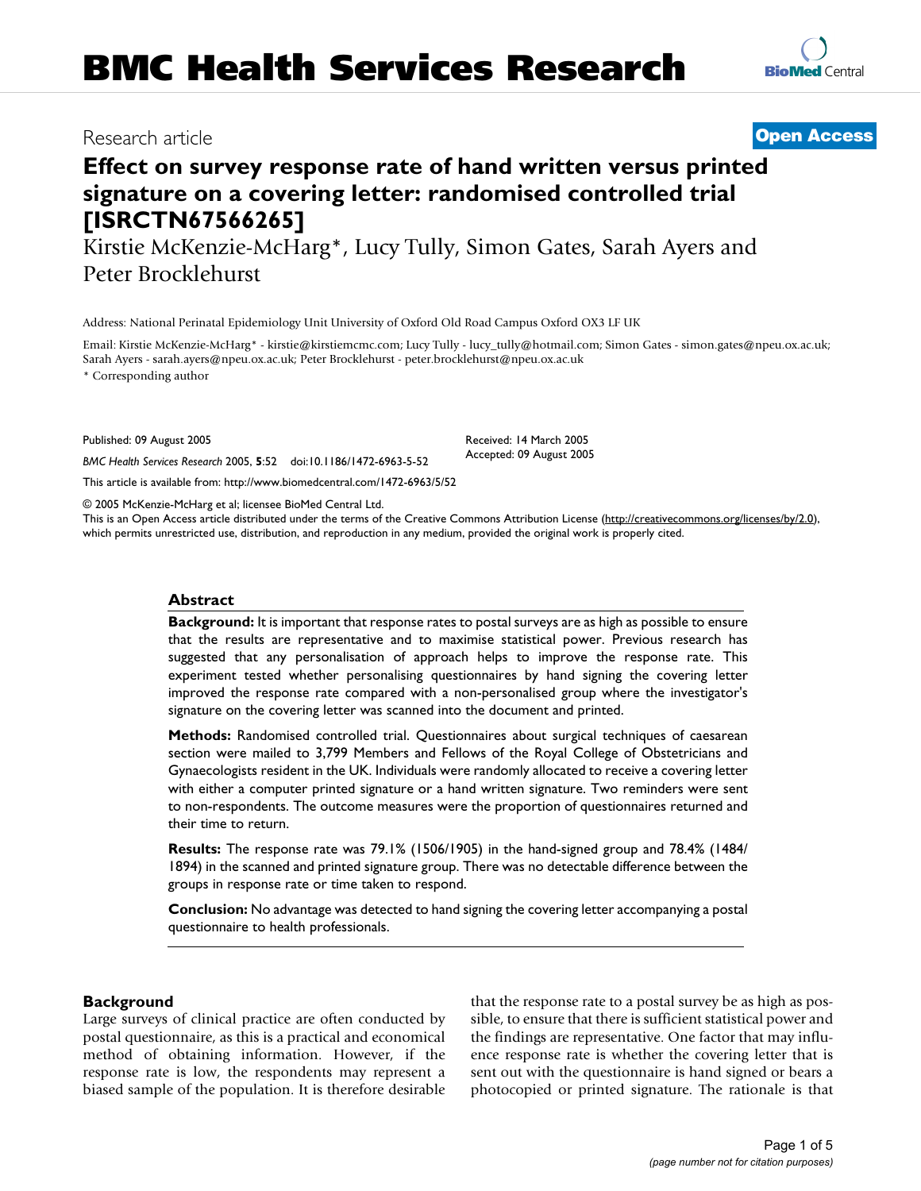BMC Health Services Research

Research article

**Open Access**

# Effect on survey response rate of hand written versus printed signature on a covering letter: randomised controlled trial [ISRCTN67566265]

Kirstie McKenzie-McHarg*, Lucy Tully, Simon Gates, Sarah Ayers and Peter Brocklehurst

Address: National Perinatal Epidemiology Unit University of Oxford Old Road Campus Oxford OX3 LF UK

Email: Kirstie McKenzie-McHarg* - kirstie@kirstiemcmc.com; Lucy Tully - lucy_tully@hotmail.com; Simon Gates - simon.gates@npeu.ox.ac.uk; Sarah Ayers - sarah.ayers@npeu.ox.ac.uk; Peter Brocklehurst - peter.brocklehurst@npeu.ox.ac.uk

\* Corresponding author

Published: 09 August 2005

*BMC Health Services Research* 2005, **5**:52 doi:10.1186/1472-6963-5-52

Received: 14 March 2005
Accepted: 09 August 2005

This article is available from: http://www.biomedcentral.com/1472-6963/5/52

© 2005 McKenzie-McHarg et al; licensee BioMed Central Ltd.
This is an Open Access article distributed under the terms of the Creative Commons Attribution License (http://creativecommons.org/licenses/by/2.0), which permits unrestricted use, distribution, and reproduction in any medium, provided the original work is properly cited.

## Abstract

**Background:** It is important that response rates to postal surveys are as high as possible to ensure that the results are representative and to maximise statistical power. Previous research has suggested that any personalisation of approach helps to improve the response rate. This experiment tested whether personalising questionnaires by hand signing the covering letter improved the response rate compared with a non-personalised group where the investigator's signature on the covering letter was scanned into the document and printed.

**Methods:** Randomised controlled trial. Questionnaires about surgical techniques of caesarean section were mailed to 3,799 Members and Fellows of the Royal College of Obstetricians and Gynaecologists resident in the UK. Individuals were randomly allocated to receive a covering letter with either a computer printed signature or a hand written signature. Two reminders were sent to non-respondents. The outcome measures were the proportion of questionnaires returned and their time to return.

**Results:** The response rate was 79.1% (1506/1905) in the hand-signed group and 78.4% (1484/1894) in the scanned and printed signature group. There was no detectable difference between the groups in response rate or time taken to respond.

**Conclusion:** No advantage was detected to hand signing the covering letter accompanying a postal questionnaire to health professionals.

## Background

Large surveys of clinical practice are often conducted by postal questionnaire, as this is a practical and economical method of obtaining information. However, if the response rate is low, the respondents may represent a biased sample of the population. It is therefore desirable that the response rate to a postal survey be as high as possible, to ensure that there is sufficient statistical power and the findings are representative. One factor that may influence response rate is whether the covering letter that is sent out with the questionnaire is hand signed or bears a photocopied or printed signature. The rationale is that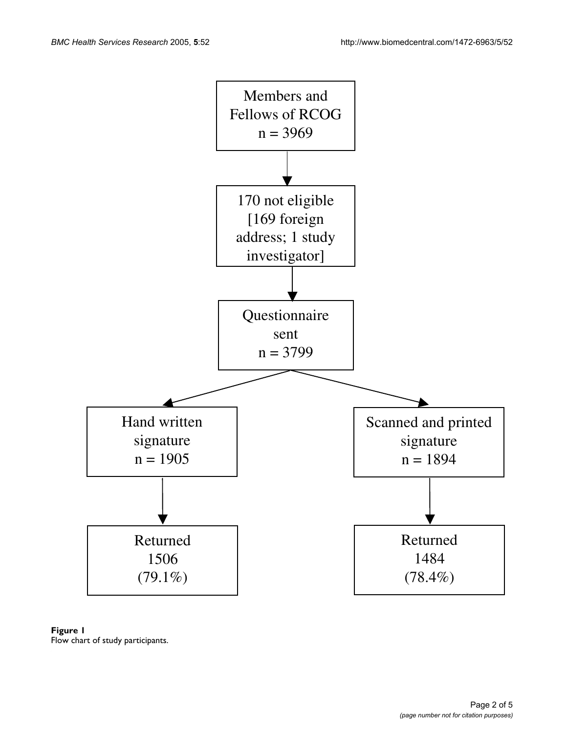Members and Fellows of RCOG
n = 3969

170 not eligible
[169 foreign address; 1 study investigator]

Questionnaire sent
n = 3799

Hand written signature
n = 1905

Scanned and printed signature
n = 1894

Returned
1506
(79.1%)

Returned
1484
(78.4%)

**Figure 1**
Flow chart of study participants.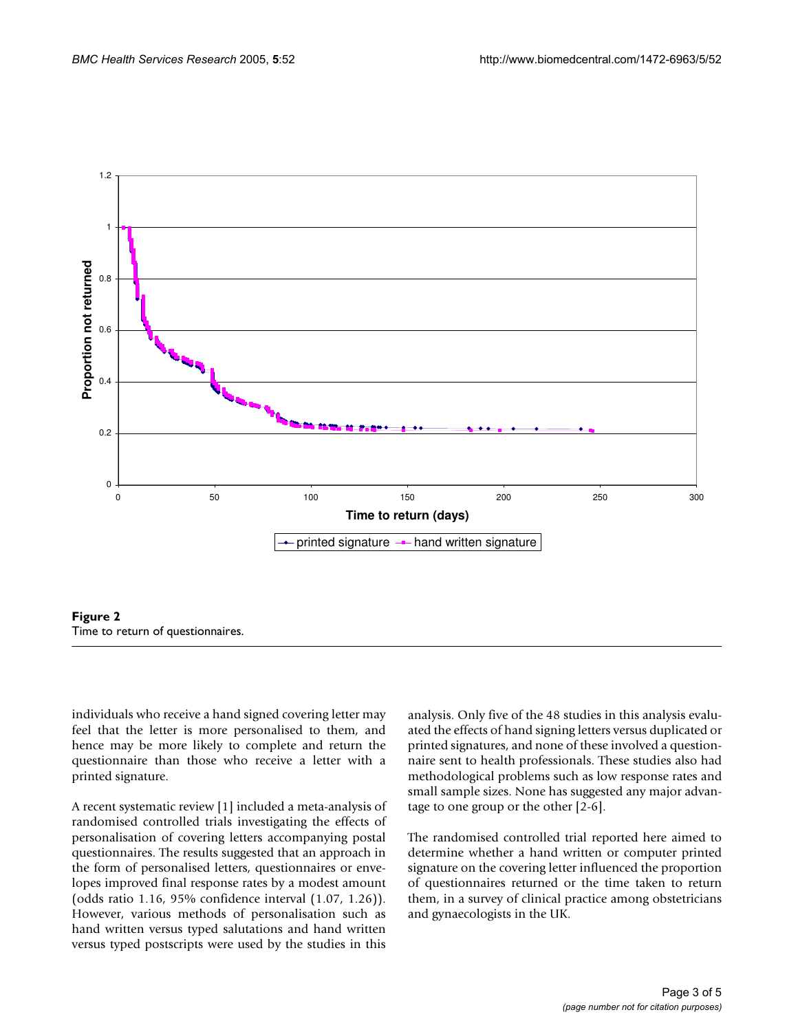1.2

1

0.8

0.6

0.4

0.2

0

0 50 100 150 200 250 300

Proportion not returned

Time to return (days)

printed signature   hand written signature

**Figure 2**
Time to return of questionnaires.

individuals who receive a hand signed covering letter may feel that the letter is more personalised to them, and hence may be more likely to complete and return the questionnaire than those who receive a letter with a printed signature.

A recent systematic review [1] included a meta-analysis of randomised controlled trials investigating the effects of personalisation of covering letters accompanying postal questionnaires. The results suggested that an approach in the form of personalised letters, questionnaires or envelopes improved final response rates by a modest amount (odds ratio 1.16, 95% confidence interval (1.07, 1.26)). However, various methods of personalisation such as hand written versus typed salutations and hand written versus typed postscripts were used by the studies in this analysis. Only five of the 48 studies in this analysis evaluated the effects of hand signing letters versus duplicated or printed signatures, and none of these involved a questionnaire sent to health professionals. These studies also had methodological problems such as low response rates and small sample sizes. None has suggested any major advantage to one group or the other [2-6].

The randomised controlled trial reported here aimed to determine whether a hand written or computer printed signature on the covering letter influenced the proportion of questionnaires returned or the time taken to return them, in a survey of clinical practice among obstetricians and gynaecologists in the UK.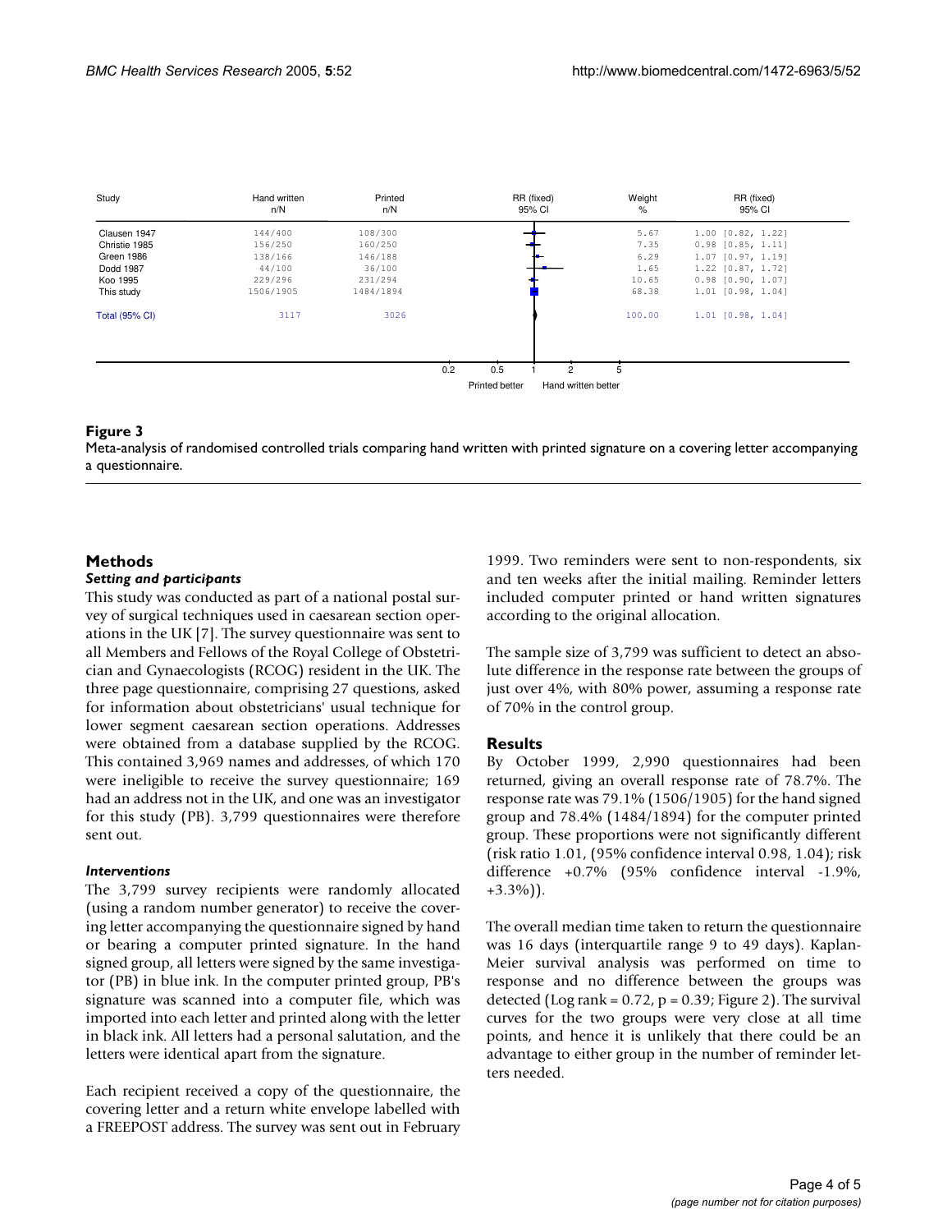Study
Hand written n/N
Printed n/N
RR (fixed) 95% CI
Weight %
RR (fixed) 95% CI

Clausen 1947 144/400 108/300 5.67 1.00 [0.82, 1.22]
Christie 1985 156/250 160/250 7.35 0.98 [0.85, 1.11]
Green 1986 138/166 146/188 6.29 1.07 [0.97, 1.19]
Dodd 1987 44/100 36/100 1.65 1.22 [0.87, 1.72]
Koo 1995 229/296 231/294 10.65 0.98 [0.90, 1.07]
This study 1506/1905 1484/1894 68.38 1.01 [0.98, 1.04]

Total (95% CI) 3117 3026 100.00 1.01 [0.98, 1.04]

0.2 0.5 1 2 5
Printed better
Hand written better

**Figure 3**
Meta-analysis of randomised controlled trials comparing hand written with printed signature on a covering letter accompanying a questionnaire.

## Methods

### *Setting and participants*

This study was conducted as part of a national postal survey of surgical techniques used in caesarean section operations in the UK [7]. The survey questionnaire was sent to all Members and Fellows of the Royal College of Obstetrician and Gynaecologists (RCOG) resident in the UK. The three page questionnaire, comprising 27 questions, asked for information about obstetricians' usual technique for lower segment caesarean section operations. Addresses were obtained from a database supplied by the RCOG. This contained 3,969 names and addresses, of which 170 were ineligible to receive the survey questionnaire; 169 had an address not in the UK, and one was an investigator for this study (PB). 3,799 questionnaires were therefore sent out.

### *Interventions*

The 3,799 survey recipients were randomly allocated (using a random number generator) to receive the covering letter accompanying the questionnaire signed by hand or bearing a computer printed signature. In the hand signed group, all letters were signed by the same investigator (PB) in blue ink. In the computer printed group, PB's signature was scanned into a computer file, which was imported into each letter and printed along with the letter in black ink. All letters had a personal salutation, and the letters were identical apart from the signature.

Each recipient received a copy of the questionnaire, the covering letter and a return white envelope labelled with a FREEPOST address. The survey was sent out in February 1999. Two reminders were sent to non-respondents, six and ten weeks after the initial mailing. Reminder letters included computer printed or hand written signatures according to the original allocation.

The sample size of 3,799 was sufficient to detect an absolute difference in the response rate between the groups of just over 4%, with 80% power, assuming a response rate of 70% in the control group.

## Results

By October 1999, 2,990 questionnaires had been returned, giving an overall response rate of 78.7%. The response rate was 79.1% (1506/1905) for the hand signed group and 78.4% (1484/1894) for the computer printed group. These proportions were not significantly different (risk ratio 1.01, (95% confidence interval 0.98, 1.04); risk difference +0.7% (95% confidence interval -1.9%, +3.3%)).

The overall median time taken to return the questionnaire was 16 days (interquartile range 9 to 49 days). Kaplan-Meier survival analysis was performed on time to response and no difference between the groups was detected (Log rank = 0.72, $p = 0.39$; Figure 2). The survival curves for the two groups were very close at all time points, and hence it is unlikely that there could be an advantage to either group in the number of reminder letters needed.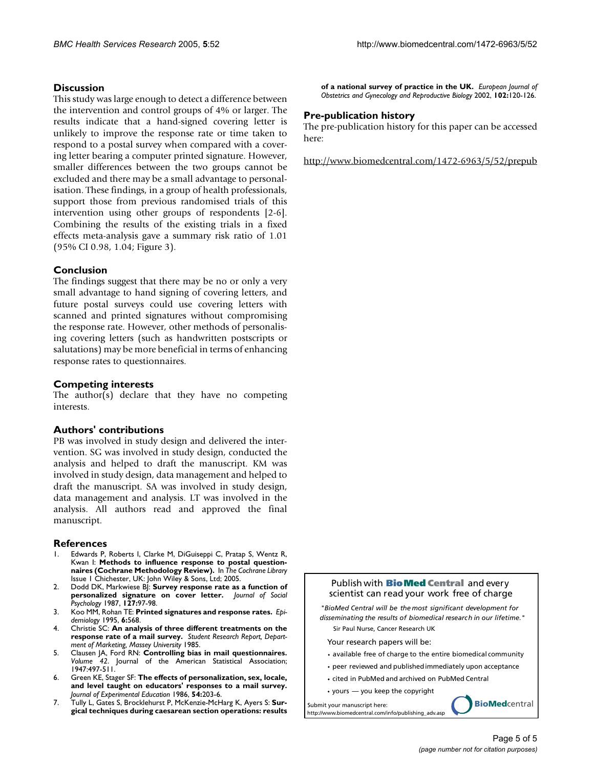## Discussion

This study was large enough to detect a difference between the intervention and control groups of 4% or larger. The results indicate that a hand-signed covering letter is unlikely to improve the response rate or time taken to respond to a postal survey when compared with a covering letter bearing a computer printed signature. However, smaller differences between the two groups cannot be excluded and there may be a small advantage to personalisation. These findings, in a group of health professionals, support those from previous randomised trials of this intervention using other groups of respondents [2-6]. Combining the results of the existing trials in a fixed effects meta-analysis gave a summary risk ratio of 1.01 (95% CI 0.98, 1.04; Figure 3).

## Conclusion

The findings suggest that there may be no or only a very small advantage to hand signing of covering letters, and future postal surveys could use covering letters with scanned and printed signatures without compromising the response rate. However, other methods of personalising covering letters (such as handwritten postscripts or salutations) may be more beneficial in terms of enhancing response rates to questionnaires.

## Competing interests

The author(s) declare that they have no competing interests.

## Authors' contributions

PB was involved in study design and delivered the intervention. SG was involved in study design, conducted the analysis and helped to draft the manuscript. KM was involved in study design, data management and helped to draft the manuscript. SA was involved in study design, data management and analysis. LT was involved in the analysis. All authors read and approved the final manuscript.

## References

1. Edwards P, Roberts I, Clarke M, DiGuiseppi C, Pratap S, Wentz R, Kwan I: **Methods to influence response to postal questionnaires (Cochrane Methodology Review).** In *The Cochrane Library* Issue 1 Chichester, UK: John Wiley & Sons, Ltd; 2005.
2. Dodd DK, Markwiese BJ: **Survey response rate as a function of personalized signature on cover letter.** *Journal of Social Psychology* 1987, **127:**97-98.
3. Koo MM, Rohan TE: **Printed signatures and response rates.** *Epidemiology* 1995, **6:**568.
4. Christie SC: **An analysis of three different treatments on the response rate of a mail survey.** *Student Research Report, Department of Marketing, Massey University* 1985.
5. Clausen JA, Ford RN: **Controlling bias in mail questionnaires.** *Volume 42*. Journal of the American Statistical Association; 1947:497-511.
6. Green KE, Stager SF: **The effects of personalization, sex, locale, and level taught on educators' responses to a mail survey.** *Journal of Experimental Education* 1986, **54:**203-6.
7. Tully L, Gates S, Brocklehurst P, McKenzie-McHarg K, Ayers S: **Surgical techniques during caesarean section operations: results of a national survey of practice in the UK.** *European Journal of Obstetrics and Gynecology and Reproductive Biology* 2002, **102:**120-126.

## Pre-publication history

The pre-publication history for this paper can be accessed here:

http://www.biomedcentral.com/1472-6963/5/52/prepub

Publish with **BioMed Central** and every scientist can read your work free of charge

*"BioMed Central will be the most significant development for disseminating the results of biomedical research in our lifetime."*

Sir Paul Nurse, Cancer Research UK

Your research papers will be:

- available free of charge to the entire biomedical community
- peer reviewed and published immediately upon acceptance
- cited in PubMed and archived on PubMed Central
- yours — you keep the copyright

Submit your manuscript here:
http://www.biomedcentral.com/info/publishing_adv.asp

BioMedcentral